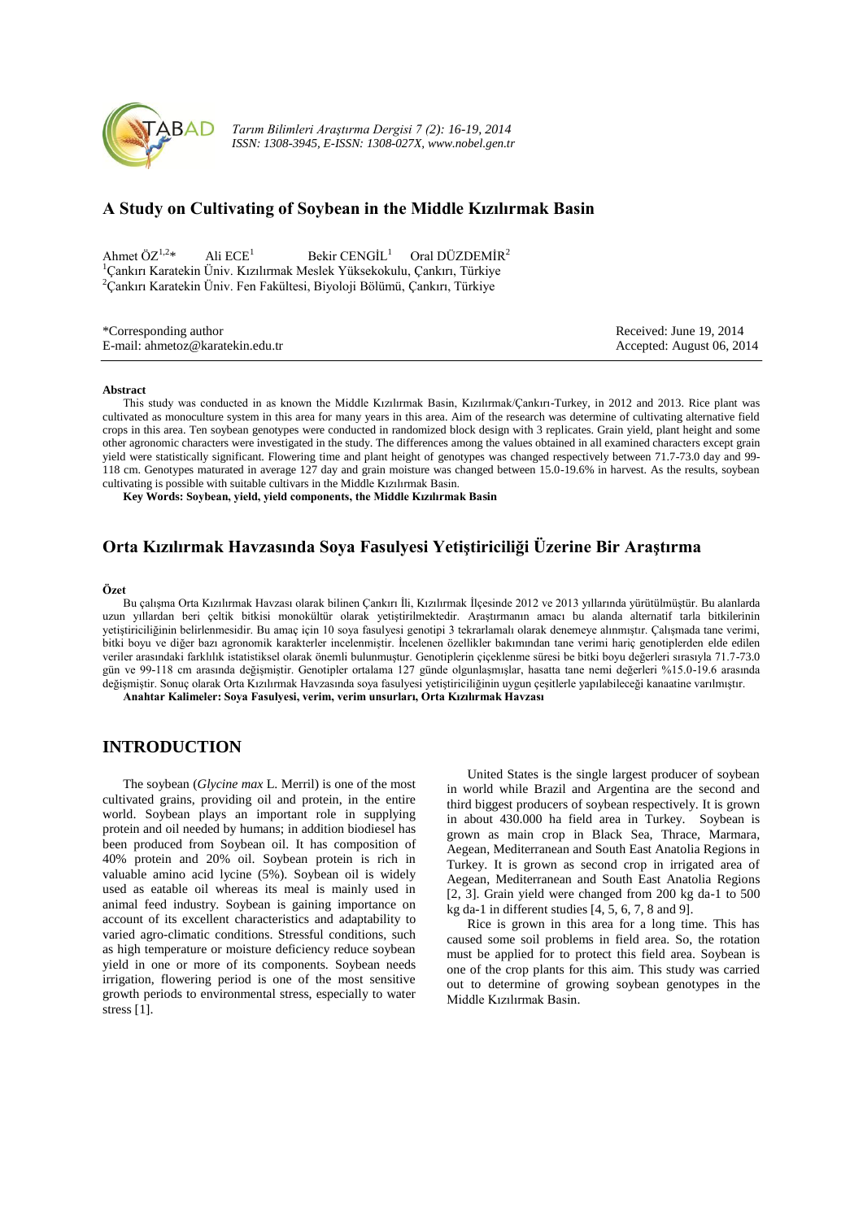# A Study on Cultivating of Soybean in the Middle Kızılırmak Basin

Ahmet ÖZ[1,2]* Ali ECE[1] Bekir CENGİL[1] Oral DÜZDEMİR[2]

[1]Çankırı Karatekin Üniv. Kızılırmak Meslek Yüksekokulu, Çankırı, Türkiye

[2]Çankırı Karatekin Üniv. Fen Fakültesi, Biyoloji Bölümü, Çankırı, Türkiye

*Corresponding author
E-mail: ahmetoz@karatekin.edu.tr

Received: June 19, 2014
Accepted: August 06, 2014

### Abstract

This study was conducted in as known the Middle Kızılırmak Basin, Kızılırmak/Çankırı-Turkey, in 2012 and 2013. Rice plant was cultivated as monoculture system in this area for many years in this area. Aim of the research was determine of cultivating alternative field crops in this area. Ten soybean genotypes were conducted in randomized block design with 3 replicates. Grain yield, plant height and some other agronomic characters were investigated in the study. The differences among the values obtained in all examined characters except grain yield were statistically significant. Flowering time and plant height of genotypes was changed respectively between 71.7-73.0 day and 99-118 cm. Genotypes maturated in average 127 day and grain moisture was changed between 15.0-19.6% in harvest. As the results, soybean cultivating is possible with suitable cultivars in the Middle Kızılırmak Basin.

**Key Words: Soybean, yield, yield components, the Middle Kızılırmak Basin**

# Orta Kızılırmak Havzasında Soya Fasulyesi Yetiştiriciliği Üzerine Bir Araştırma

### Özet

Bu çalışma Orta Kızılırmak Havzası olarak bilinen Çankırı İli, Kızılırmak İlçesinde 2012 ve 2013 yıllarında yürütülmüştür. Bu alanlarda uzun yıllardan beri çeltik bitkisi monokültür olarak yetiştirilmektedir. Araştırmanın amacı bu alanda alternatif tarla bitkilerinin yetiştiriciliğinin belirlenmesidir. Bu amaç için 10 soya fasulyesi genotipi 3 tekrarlamalı olarak denemeye alınmıştır. Çalışmada tane verimi, bitki boyu ve diğer bazı agronomik karakterler incelenmiştir. İncelenen özellikler bakımından tane verimi hariç genotiplerden elde edilen veriler arasındaki farklılık istatistiksel olarak önemli bulunmuştur. Genotiplerin çiçeklenme süresi be bitki boyu değerleri sırasıyla 71.7-73.0 gün ve 99-118 cm arasında değişmiştir. Genotipler ortalama 127 günde olgunlaşmışlar, hasatta tane nemi değerleri %15.0-19.6 arasında değişmiştir. Sonuç olarak Orta Kızılırmak Havzasında soya fasulyesi yetiştiriciliğinin uygun çeşitlerle yapılabileceği kanaatine varılmıştır.

**Anahtar Kalimeler: Soya Fasulyesi, verim, verim unsurları, Orta Kızılırmak Havzası**

## INTRODUCTION

The soybean (*Glycine max* L. Merril) is one of the most cultivated grains, providing oil and protein, in the entire world. Soybean plays an important role in supplying protein and oil needed by humans; in addition biodiesel has been produced from Soybean oil. It has composition of 40% protein and 20% oil. Soybean protein is rich in valuable amino acid lycine (5%). Soybean oil is widely used as eatable oil whereas its meal is mainly used in animal feed industry. Soybean is gaining importance on account of its excellent characteristics and adaptability to varied agro-climatic conditions. Stressful conditions, such as high temperature or moisture deficiency reduce soybean yield in one or more of its components. Soybean needs irrigation, flowering period is one of the most sensitive growth periods to environmental stress, especially to water stress [1].

United States is the single largest producer of soybean in world while Brazil and Argentina are the second and third biggest producers of soybean respectively. It is grown in about 430.000 ha field area in Turkey. Soybean is grown as main crop in Black Sea, Thrace, Marmara, Aegean, Mediterranean and South East Anatolia Regions in Turkey. It is grown as second crop in irrigated area of Aegean, Mediterranean and South East Anatolia Regions [2, 3]. Grain yield were changed from 200 kg da-1 to 500 kg da-1 in different studies [4, 5, 6, 7, 8 and 9].

Rice is grown in this area for a long time. This has caused some soil problems in field area. So, the rotation must be applied for to protect this field area. Soybean is one of the crop plants for this aim. This study was carried out to determine of growing soybean genotypes in the Middle Kızılırmak Basin.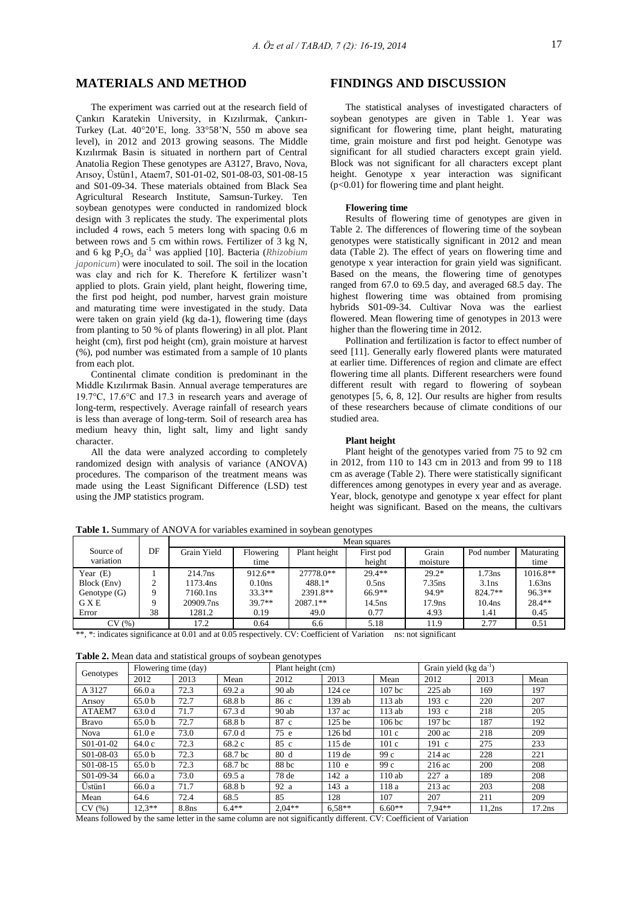## MATERIALS AND METHOD

The experiment was carried out at the research field of Çankırı Karatekin University, in Kızılırmak, Çankırı-Turkey (Lat. 40°20'E, long. 33°58'N, 550 m above sea level), in 2012 and 2013 growing seasons. The Middle Kızılırmak Basin is situated in northern part of Central Anatolia Region These genotypes are A3127, Bravo, Nova, Arısoy, Üstün1, Ataem7, S01-01-02, S01-08-03, S01-08-15 and S01-09-34. These materials obtained from Black Sea Agricultural Research Institute, Samsun-Turkey. Ten soybean genotypes were conducted in randomized block design with 3 replicates the study. The experimental plots included 4 rows, each 5 meters long with spacing 0.6 m between rows and 5 cm within rows. Fertilizer of 3 kg N, and 6 kg $P_2O_5$ $da^{-1}$ was applied [10]. Bacteria (*Rhizobium japonicum*) were inoculated to soil. The soil in the location was clay and rich for K. Therefore K fertilizer wasn't applied to plots. Grain yield, plant height, flowering time, the first pod height, pod number, harvest grain moisture and maturating time were investigated in the study. Data were taken on grain yield (kg da-1), flowering time (days from planting to 50 % of plants flowering) in all plot. Plant height (cm), first pod height (cm), grain moisture at harvest (%), pod number was estimated from a sample of 10 plants from each plot.

Continental climate condition is predominant in the Middle Kızılırmak Basin. Annual average temperatures are 19.7°C, 17.6°C and 17.3 in research years and average of long-term, respectively. Average rainfall of research years is less than average of long-term. Soil of research area has medium heavy thin, light salt, limy and light sandy character.

All the data were analyzed according to completely randomized design with analysis of variance (ANOVA) procedures. The comparison of the treatment means was made using the Least Significant Difference (LSD) test using the JMP statistics program.

## FINDINGS AND DISCUSSION

The statistical analyses of investigated characters of soybean genotypes are given in Table 1. Year was significant for flowering time, plant height, maturating time, grain moisture and first pod height. Genotype was significant for all studied characters except grain yield. Block was not significant for all characters except plant height. Genotype x year interaction was significant ($p<0.01$) for flowering time and plant height.

### Flowering time

Results of flowering time of genotypes are given in Table 2. The differences of flowering time of the soybean genotypes were statistically significant in 2012 and mean data (Table 2). The effect of years on flowering time and genotype x year interaction for grain yield was significant. Based on the means, the flowering time of genotypes ranged from 67.0 to 69.5 day, and averaged 68.5 day. The highest flowering time was obtained from promising hybrids S01-09-34. Cultivar Nova was the earliest flowered. Mean flowering time of genotypes in 2013 were higher than the flowering time in 2012.

Pollination and fertilization is factor to effect number of seed [11]. Generally early flowered plants were maturated at earlier time. Differences of region and climate are effect flowering time all plants. Different researchers were found different result with regard to flowering of soybean genotypes [5, 6, 8, 12]. Our results are higher from results of these researchers because of climate conditions of our studied area.

### Plant height

Plant height of the genotypes varied from 75 to 92 cm in 2012, from 110 to 143 cm in 2013 and from 99 to 118 cm as average (Table 2). There were statistically significant differences among genotypes in every year and as average. Year, block, genotype and genotype x year effect for plant height was significant. Based on the means, the cultivars

**Table 1.** Summary of ANOVA for variables examined in soybean genotypes

| Source of variation | DF | Mean squares | | | | | | |
|---|---|---|---|---|---|---|---|---|
| | | Grain Yield | Flowering time | Plant height | First pod height | Grain moisture | Pod number | Maturating time |
| Year (E) | 1 | 214.7ns | 912.6** | 27778.0** | 29.4** | 29.2* | 1.73ns | 1016.8** |
| Block (Env) | 2 | 1173.4ns | 0.10ns | 488.1* | 0.5ns | 7.35ns | 3.1ns | 1.63ns |
| Genotype (G) | 9 | 7160.1ns | 33.3** | 2391.8** | 66.9** | 94.9* | 824.7** | 96.3** |
| G X E | 9 | 20909.7ns | 39.7** | 2087.1** | 14.5ns | 17.9ns | 10.4ns | 28.4** |
| Error | 38 | 1281.2 | 0.19 | 49.0 | 0.77 | 4.93 | 1.41 | 0.45 |
| CV (%) | | 17.2 | 0.64 | 6.6 | 5.18 | 11.9 | 2.77 | 0.51 |

**, *: indicates significance at 0.01 and at 0.05 respectively. CV: Coefficient of Variation ns: not significant

**Table 2.** Mean data and statistical groups of soybean genotypes

| Genotypes | Flowering time (day) | | | Plant height (cm) | | | Grain yield (kg $da^{-1}$) | | |
|---|---|---|---|---|---|---|---|---|---|
| | 2012 | 2013 | Mean | 2012 | 2013 | Mean | 2012 | 2013 | Mean |
| A 3127 | 66.0 a | 72.3 | 69.2 a | 90 ab | 124 ce | 107 bc | 225 ab | 169 | 197 |
| Arısoy | 65.0 b | 72.7 | 68.8 b | 86 c | 139 ab | 113 ab | 193 c | 220 | 207 |
| ATAEM7 | 63.0 d | 71.7 | 67.3 d | 90 ab | 137 ac | 113 ab | 193 c | 218 | 205 |
| Bravo | 65.0 b | 72.7 | 68.8 b | 87 c | 125 be | 106 bc | 197 bc | 187 | 192 |
| Nova | 61.0 e | 73.0 | 67.0 d | 75 e | 126 bd | 101 c | 200 ac | 218 | 209 |
| S01-01-02 | 64.0 c | 72.3 | 68.2 c | 85 c | 115 de | 101 c | 191 c | 275 | 233 |
| S01-08-03 | 65.0 b | 72.3 | 68.7 bc | 80 d | 119 de | 99 c | 214 ac | 228 | 221 |
| S01-08-15 | 65.0 b | 72.3 | 68.7 bc | 88 bc | 110 e | 99 c | 216 ac | 200 | 208 |
| S01-09-34 | 66.0 a | 73.0 | 69.5 a | 78 de | 142 a | 110 ab | 227 a | 189 | 208 |
| Üstün1 | 66.0 a | 71.7 | 68.8 b | 92 a | 143 a | 118 a | 213 ac | 203 | 208 |
| Mean | 64.6 | 72.4 | 68.5 | 85 | 128 | 107 | 207 | 211 | 209 |
| CV (%) | 12,3** | 8.8ns | 6.4** | 2,04** | 6,58** | 6.60** | 7,94** | 11,2ns | 17.2ns |

Means followed by the same letter in the same column are not significantly different. CV: Coefficient of Variation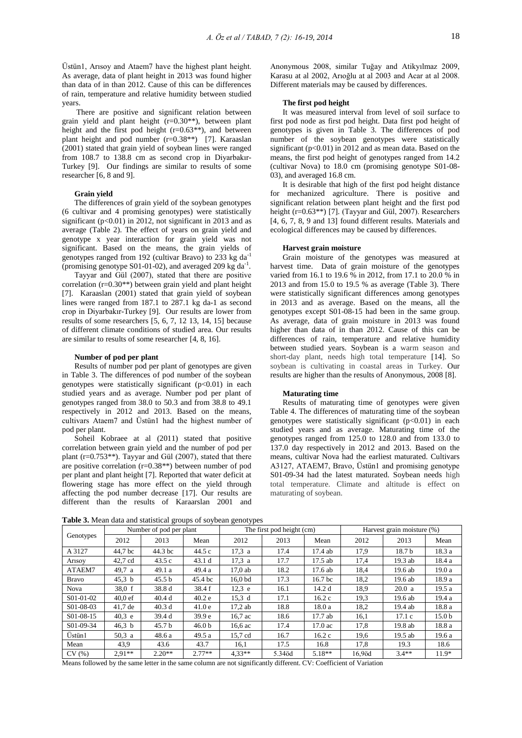Üstün1, Arısoy and Ataem7 have the highest plant height. As average, data of plant height in 2013 was found higher than data of in than 2012. Cause of this can be differences of rain, temperature and relative humidity between studied years.

There are positive and significant relation between grain yield and plant height (r=0.30**), between plant height and the first pod height (r=0.63**), and between plant height and pod number (r=0.38**) [7]. Karaaslan (2001) stated that grain yield of soybean lines were ranged from 108.7 to 138.8 cm as second crop in Diyarbakır-Turkey [9]. Our findings are similar to results of some researcher [6, 8 and 9].

### Grain yield

The differences of grain yield of the soybean genotypes (6 cultivar and 4 promising genotypes) were statistically significant (p<0.01) in 2012, not significant in 2013 and as average (Table 2). The effect of years on grain yield and genotype x year interaction for grain yield was not significant. Based on the means, the grain yields of genotypes ranged from 192 (cultivar Bravo) to 233 kg $da^{-1}$ (promising genotype S01-01-02), and averaged 209 kg $da^{-1}$.

Tayyar and Gül (2007), stated that there are positive correlation (r=0.30**) between grain yield and plant height [7]. Karaaslan (2001) stated that grain yield of soybean lines were ranged from 187.1 to 287.1 kg da-1 as second crop in Diyarbakır-Turkey [9]. Our results are lower from results of some researchers [5, 6, 7, 12 13, 14, 15] because of different climate conditions of studied area. Our results are similar to results of some researcher [4, 8, 16].

### Number of pod per plant

Results of number pod per plant of genotypes are given in Table 3. The differences of pod number of the soybean genotypes were statistically significant (p<0.01) in each studied years and as average. Number pod per plant of genotypes ranged from 38.0 to 50.3 and from 38.8 to 49.1 respectively in 2012 and 2013. Based on the means, cultivars Ataem7 and Üstün1 had the highest number of pod per plant.

Soheil Kobraee at al (2011) stated that positive correlation between grain yield and the number of pod per plant (r=0.753**). Tayyar and Gül (2007), stated that there are positive correlation (r=0.38**) between number of pod per plant and plant height [7]. Reported that water deficit at flowering stage has more effect on the yield through affecting the pod number decrease [17]. Our results are different than the results of Karaarslan 2001 and Anonymous 2008, similar Tuğay and Atikyılmaz 2009, Karasu at al 2002, Arıoğlu at al 2003 and Acar at al 2008. Different materials may be caused by differences.

### The first pod height

It was measured interval from level of soil surface to first pod node as first pod height. Data first pod height of genotypes is given in Table 3. The differences of pod number of the soybean genotypes were statistically significant (p<0.01) in 2012 and as mean data. Based on the means, the first pod height of genotypes ranged from 14.2 (cultivar Nova) to 18.0 cm (promising genotype S01-08-03), and averaged 16.8 cm.

It is desirable that high of the first pod height distance for mechanized agriculture. There is positive and significant relation between plant height and the first pod height (r=0.63**) [7]. (Tayyar and Gül, 2007). Researchers [4, 6, 7, 8, 9 and 13] found different results. Materials and ecological differences may be caused by differences.

### Harvest grain moisture

Grain moisture of the genotypes was measured at harvest time. Data of grain moisture of the genotypes varied from 16.1 to 19.6 % in 2012, from 17.1 to 20.0 % in 2013 and from 15.0 to 19.5 % as average (Table 3). There were statistically significant differences among genotypes in 2013 and as average. Based on the means, all the genotypes except S01-08-15 had been in the same group. As average, data of grain moisture in 2013 was found higher than data of in than 2012. Cause of this can be differences of rain, temperature and relative humidity between studied years. Soybean is a warm season and short-day plant, needs high total temperature [14]. So soybean is cultivating in coastal areas in Turkey. Our results are higher than the results of Anonymous, 2008 [8].

### Maturating time

Results of maturating time of genotypes were given Table 4. The differences of maturating time of the soybean genotypes were statistically significant (p<0.01) in each studied years and as average. Maturating time of the genotypes ranged from 125.0 to 128.0 and from 133.0 to 137.0 day respectively in 2012 and 2013. Based on the means, cultivar Nova had the earliest maturated. Cultivars A3127, ATAEM7, Bravo, Üstün1 and promising genotype S01-09-34 had the latest maturated. Soybean needs high total temperature. Climate and altitude is effect on maturating of soybean.

**Table 3.** Mean data and statistical groups of soybean genotypes

| Genotypes | Number of pod per plant | | | The first pod height (cm) | | | Harvest grain moisture (%) | | |
|---|---|---|---|---|---|---|---|---|---|
| | 2012 | 2013 | Mean | 2012 | 2013 | Mean | 2012 | 2013 | Mean |
| A 3127 | 44,7 bc | 44.3 bc | 44.5 c | 17,3 a | 17.4 | 17.4 ab | 17,9 | 18.7 b | 18.3 a |
| Arısoy | 42,7 cd | 43.5 c | 43.1 d | 17,3 a | 17.7 | 17.5 ab | 17,4 | 19.3 ab | 18.4 a |
| ATAEM7 | 49,7 a | 49.1 a | 49.4 a | 17,0 ab | 18.2 | 17.6 ab | 18,4 | 19.6 ab | 19.0 a |
| Bravo | 45,3 b | 45.5 b | 45.4 bc | 16,0 bd | 17.3 | 16.7 bc | 18,2 | 19.6 ab | 18.9 a |
| Nova | 38,0 f | 38.8 d | 38.4 f | 12,3 e | 16.1 | 14.2 d | 18,9 | 20.0 a | 19.5 a |
| S01-01-02 | 40,0 ef | 40.4 d | 40.2 e | 15,3 d | 17.1 | 16.2 c | 19,3 | 19.6 ab | 19.4 a |
| S01-08-03 | 41,7 de | 40.3 d | 41.0 e | 17,2 ab | 18.8 | 18.0 a | 18,2 | 19.4 ab | 18.8 a |
| S01-08-15 | 40,3 e | 39.4 d | 39.9 e | 16,7 ac | 18.6 | 17.7 ab | 16,1 | 17.1 c | 15.0 b |
| S01-09-34 | 46,3 b | 45.7 b | 46.0 b | 16,6 ac | 17.4 | 17.0 ac | 17,8 | 19.8 ab | 18.8 a |
| Üstün1 | 50,3 a | 48.6 a | 49.5 a | 15,7 cd | 16.7 | 16.2 c | 19,6 | 19.5 ab | 19.6 a |
| Mean | 43,9 | 43.6 | 43.7 | 16,1 | 17.5 | 16.8 | 17,8 | 19.3 | 18.6 |
| CV (%) | 2,91** | 2.20** | 2.77** | 4,33** | 5.34öd | 5.18** | 16,9öd | 3.4** | 11.9* |

Means followed by the same letter in the same column are not significantly different. CV: Coefficient of Variation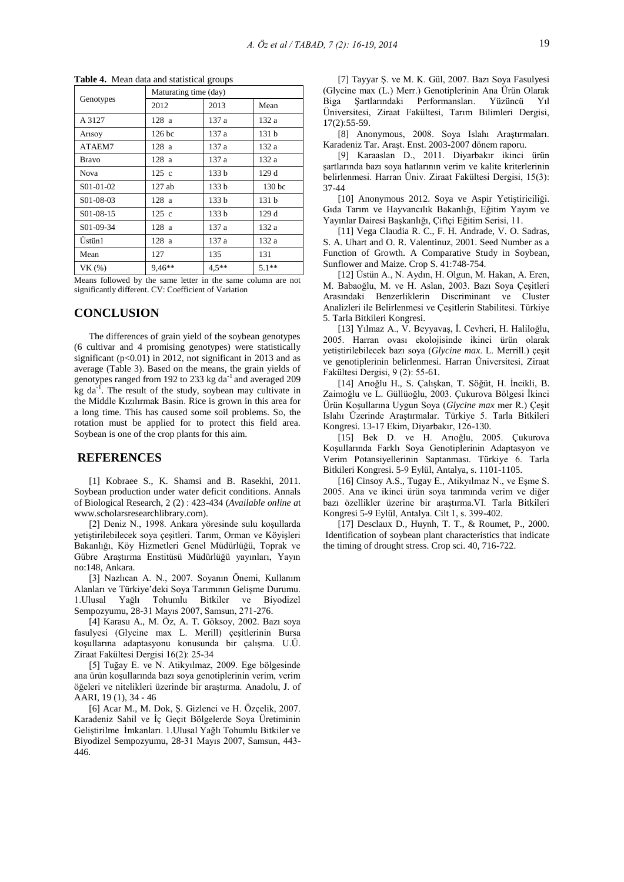**Table 4.** Mean data and statistical groups

| Genotypes | Maturating time (day) | | |
|---|---|---|---|
| | 2012 | 2013 | Mean |
| A 3127 | 128 a | 137 a | 132 a |
| Arısoy | 126 bc | 137 a | 131 b |
| ATAEM7 | 128 a | 137 a | 132 a |
| Bravo | 128 a | 137 a | 132 a |
| Nova | 125 c | 133 b | 129 d |
| S01-01-02 | 127 ab | 133 b | 130 bc |
| S01-08-03 | 128 a | 133 b | 131 b |
| S01-08-15 | 125 c | 133 b | 129 d |
| S01-09-34 | 128 a | 137 a | 132 a |
| Üstün1 | 128 a | 137 a | 132 a |
| Mean | 127 | 135 | 131 |
| VK (%) | 9,46** | 4,5** | 5.1** |

Means followed by the same letter in the same column are not significantly different. CV: Coefficient of Variation

## CONCLUSION

The differences of grain yield of the soybean genotypes (6 cultivar and 4 promising genotypes) were statistically significant ($p<0.01$) in 2012, not significant in 2013 and as average (Table 3). Based on the means, the grain yields of genotypes ranged from 192 to 233 kg $da^{-1}$ and averaged 209 kg $da^{-1}$. The result of the study, soybean may cultivate in the Middle Kızılırmak Basin. Rice is grown in this area for a long time. This has caused some soil problems. So, the rotation must be applied for to protect this field area. Soybean is one of the crop plants for this aim.

## REFERENCES

[1] Kobraee S., K. Shamsi and B. Rasekhi, 2011. Soybean production under water deficit conditions. Annals of Biological Research, 2 (2) : 423-434 (*Available online a*t www.scholarsresearchlibrary.com).

[2] Deniz N., 1998. Ankara yöresinde sulu koşullarda yetiştirilebilecek soya çeşitleri. Tarım, Orman ve Köyişleri Bakanlığı, Köy Hizmetleri Genel Müdürlüğü, Toprak ve Gübre Araştırma Enstitüsü Müdürlüğü yayınları, Yayın no:148, Ankara.

[3] Nazlıcan A. N., 2007. Soyanın Önemi, Kullanım Alanları ve Türkiye'deki Soya Tarımının Gelişme Durumu. 1.Ulusal Yağlı Tohumlu Bitkiler ve Biyodizel Sempozyumu, 28-31 Mayıs 2007, Samsun, 271-276.

[4] Karasu A., M. Öz, A. T. Göksoy, 2002. Bazı soya fasulyesi (Glycine max L. Merill) çeşitlerinin Bursa koşullarına adaptasyonu konusunda bir çalışma. U.Ü. Ziraat Fakültesi Dergisi 16(2): 25-34

[5] Tuğay E. ve N. Atikyılmaz, 2009. Ege bölgesinde ana ürün koşullarında bazı soya genotiplerinin verim, verim öğeleri ve nitelikleri üzerinde bir araştırma. Anadolu, J. of AARI, 19 (1), 34 - 46

[6] Acar M., M. Dok, Ş. Gizlenci ve H. Özçelik, 2007. Karadeniz Sahil ve İç Geçit Bölgelerde Soya Üretiminin Geliştirilme İmkanları. 1.Ulusal Yağlı Tohumlu Bitkiler ve Biyodizel Sempozyumu, 28-31 Mayıs 2007, Samsun, 443-446.

[7] Tayyar Ş. ve M. K. Gül, 2007. Bazı Soya Fasulyesi (Glycine max (L.) Merr.) Genotiplerinin Ana Ürün Olarak Biga Şartlarındaki Performansları. Yüzüncü Yıl Üniversitesi, Ziraat Fakültesi, Tarım Bilimleri Dergisi, 17(2):55-59.

[8] Anonymous, 2008. Soya Islahı Araştırmaları. Karadeniz Tar. Araşt. Enst. 2003-2007 dönem raporu.

[9] Karaaslan D., 2011. Diyarbakır ikinci ürün şartlarında bazı soya hatlarının verim ve kalite kriterlerinin belirlenmesi. Harran Üniv. Ziraat Fakültesi Dergisi, 15(3): 37-44

[10] Anonymous 2012. Soya ve Aspir Yetiştiriciliği. Gıda Tarım ve Hayvancılık Bakanlığı, Eğitim Yayım ve Yayınlar Dairesi Başkanlığı, Çiftçi Eğitim Serisi, 11.

[11] Vega Claudia R. C., F. H. Andrade, V. O. Sadras, S. A. Uhart and O. R. Valentinuz, 2001. Seed Number as a Function of Growth. A Comparative Study in Soybean, Sunflower and Maize. Crop S. 41:748-754.

[12] Üstün A., N. Aydın, H. Olgun, M. Hakan, A. Eren, M. Babaoğlu, M. ve H. Aslan, 2003. Bazı Soya Çeşitleri Arasındaki Benzerliklerin Discriminant ve Cluster Analizleri ile Belirlenmesi ve Çeşitlerin Stabilitesi. Türkiye 5. Tarla Bitkileri Kongresi.

[13] Yılmaz A., V. Beyyavaş, İ. Cevheri, H. Haliloğlu, 2005. Harran ovası ekolojisinde ikinci ürün olarak yetiştirilebilecek bazı soya (*Glycine max*. L. Merrill.) çeşit ve genotiplerinin belirlenmesi. Harran Üniversitesi, Ziraat Fakültesi Dergisi, 9 (2): 55-61.

[14] Arıoğlu H., S. Çalışkan, T. Söğüt, H. İncikli, B. Zaimoğlu ve L. Güllüoğlu, 2003. Çukurova Bölgesi İkinci Ürün Koşullarına Uygun Soya (*Glycine max* mer R.) Çeşit Islahı Üzerinde Araştırmalar. Türkiye 5. Tarla Bitkileri Kongresi. 13-17 Ekim, Diyarbakır, 126-130.

[15] Bek D. ve H. Arıoğlu, 2005. Çukurova Koşullarında Farklı Soya Genotiplerinin Adaptasyon ve Verim Potansiyellerinin Saptanması. Türkiye 6. Tarla Bitkileri Kongresi. 5-9 Eylül, Antalya, s. 1101-1105.

[16] Cinsoy A.S., Tugay E., Atikyılmaz N., ve Eşme S. 2005. Ana ve ikinci ürün soya tarımında verim ve diğer bazı özellikler üzerine bir araştırma.VI. Tarla Bitkileri Kongresi 5-9 Eylül, Antalya. Cilt 1, s. 399-402.

[17] Desclaux D., Huynh, T. T., & Roumet, P., 2000. Identification of soybean plant characteristics that indicate the timing of drought stress. Crop sci. 40, 716-722.